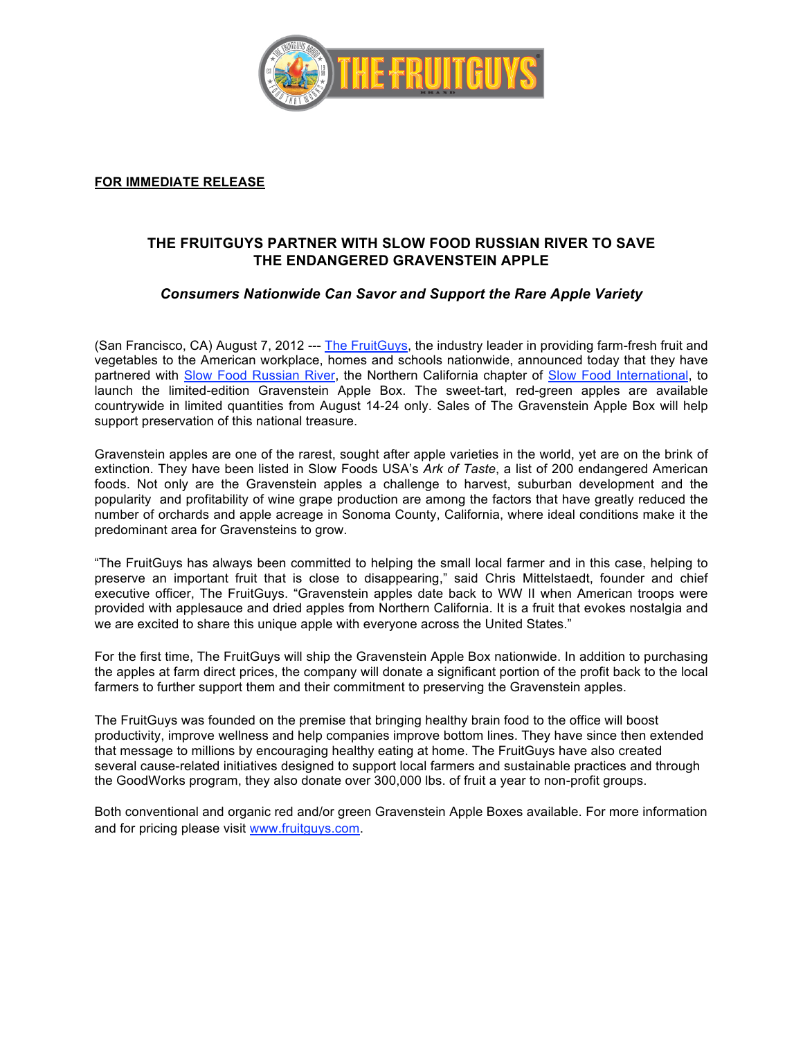**FOR IMMEDIATE RELEASE**

# THE FRUITGUYS PARTNER WITH SLOW FOOD RUSSIAN RIVER TO SAVE THE ENDANGERED GRAVENSTEIN APPLE

***Consumers Nationwide Can Savor and Support the Rare Apple Variety***

(San Francisco, CA) August 7, 2012 --- [The FruitGuys](), the industry leader in providing farm-fresh fruit and vegetables to the American workplace, homes and schools nationwide, announced today that they have partnered with [Slow Food Russian River](), the Northern California chapter of [Slow Food International](), to launch the limited-edition Gravenstein Apple Box. The sweet-tart, red-green apples are available countrywide in limited quantities from August 14-24 only. Sales of The Gravenstein Apple Box will help support preservation of this national treasure.

Gravenstein apples are one of the rarest, sought after apple varieties in the world, yet are on the brink of extinction. They have been listed in Slow Foods USA's *Ark of Taste*, a list of 200 endangered American foods. Not only are the Gravenstein apples a challenge to harvest, suburban development and the popularity and profitability of wine grape production are among the factors that have greatly reduced the number of orchards and apple acreage in Sonoma County, California, where ideal conditions make it the predominant area for Gravensteins to grow.

"The FruitGuys has always been committed to helping the small local farmer and in this case, helping to preserve an important fruit that is close to disappearing," said Chris Mittelstaedt, founder and chief executive officer, The FruitGuys. "Gravenstein apples date back to WW II when American troops were provided with applesauce and dried apples from Northern California. It is a fruit that evokes nostalgia and we are excited to share this unique apple with everyone across the United States."

For the first time, The FruitGuys will ship the Gravenstein Apple Box nationwide. In addition to purchasing the apples at farm direct prices, the company will donate a significant portion of the profit back to the local farmers to further support them and their commitment to preserving the Gravenstein apples.

The FruitGuys was founded on the premise that bringing healthy brain food to the office will boost productivity, improve wellness and help companies improve bottom lines. They have since then extended that message to millions by encouraging healthy eating at home. The FruitGuys have also created several cause-related initiatives designed to support local farmers and sustainable practices and through the GoodWorks program, they also donate over 300,000 lbs. of fruit a year to non-profit groups.

Both conventional and organic red and/or green Gravenstein Apple Boxes available. For more information and for pricing please visit [www.fruitguys.com](www.fruitguys.com).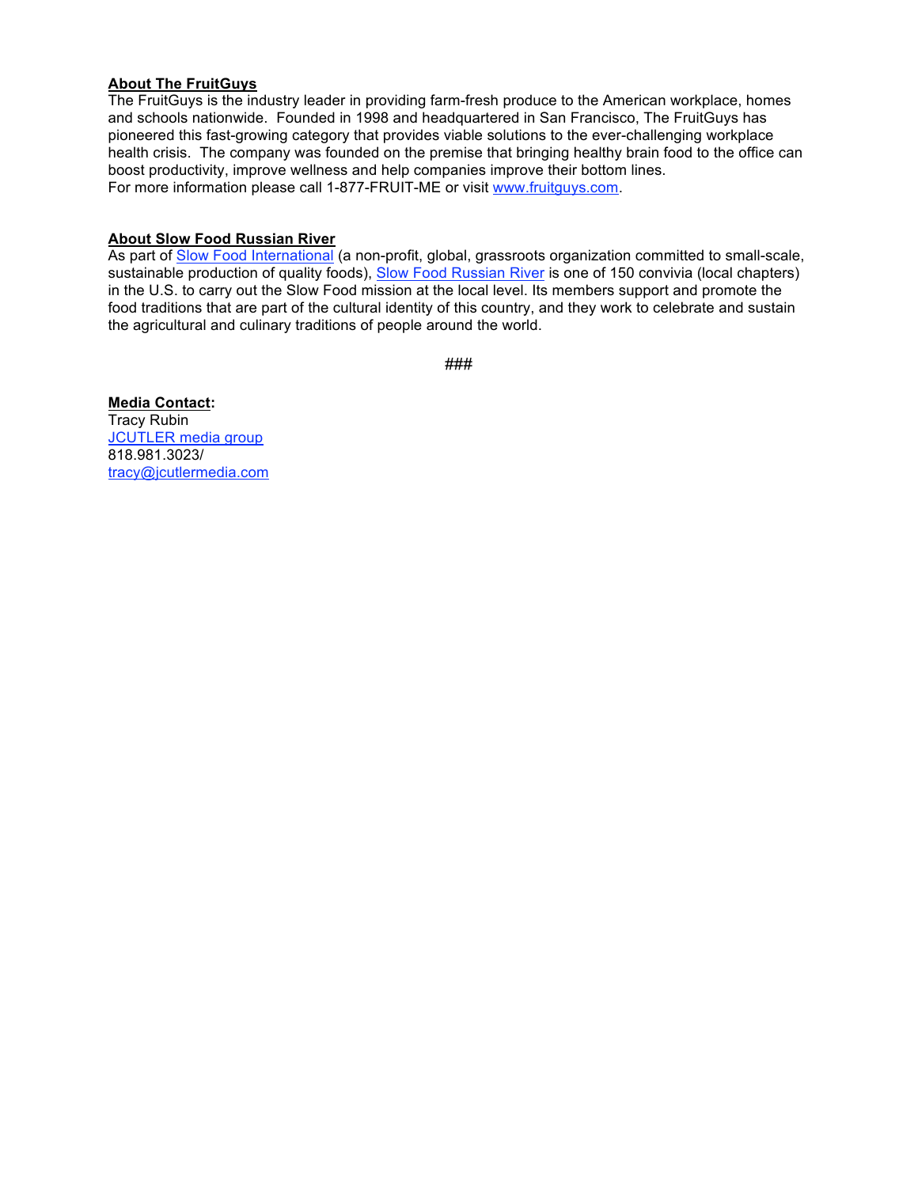**About The FruitGuys**

The FruitGuys is the industry leader in providing farm-fresh produce to the American workplace, homes and schools nationwide. Founded in 1998 and headquartered in San Francisco, The FruitGuys has pioneered this fast-growing category that provides viable solutions to the ever-challenging workplace health crisis. The company was founded on the premise that bringing healthy brain food to the office can boost productivity, improve wellness and help companies improve their bottom lines.
For more information please call 1-877-FRUIT-ME or visit www.fruitguys.com.

**About Slow Food Russian River**

As part of Slow Food International (a non-profit, global, grassroots organization committed to small-scale, sustainable production of quality foods), Slow Food Russian River is one of 150 convivia (local chapters) in the U.S. to carry out the Slow Food mission at the local level. Its members support and promote the food traditions that are part of the cultural identity of this country, and they work to celebrate and sustain the agricultural and culinary traditions of people around the world.

###

**Media Contact:**
Tracy Rubin
JCUTLER media group
818.981.3023/
tracy@jcutlermedia.com